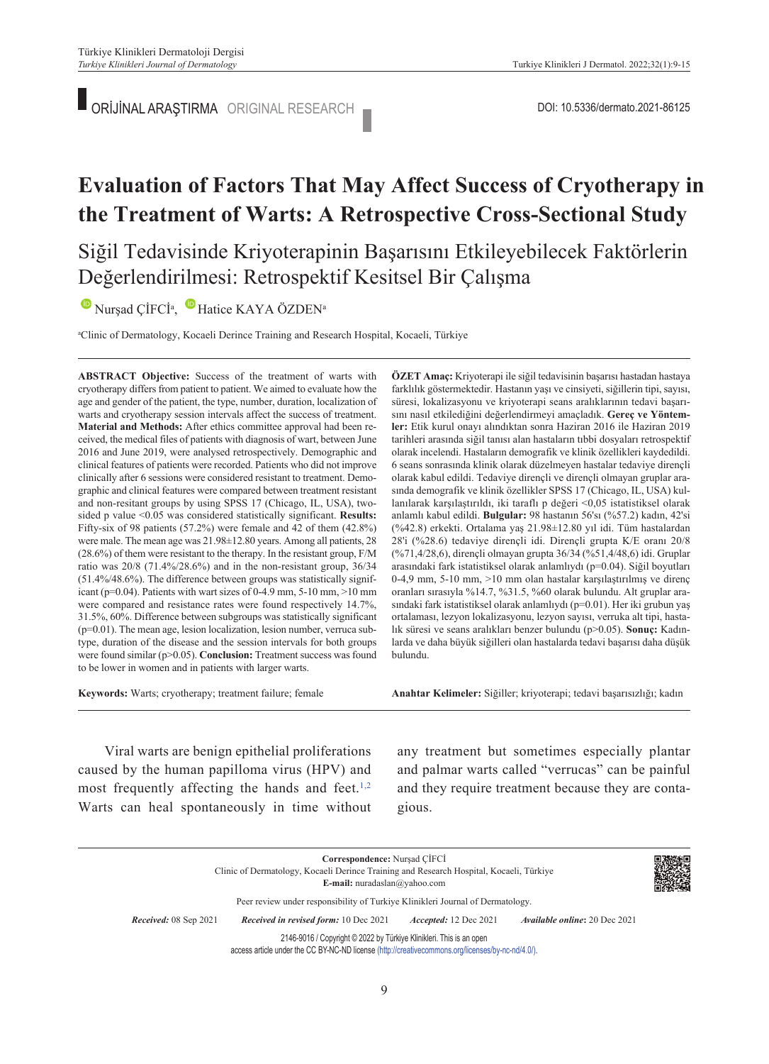ORİJİNAL ARAŞTIRMA ORIGINAL RESEARCH

DOI: 10.5336/dermato.2021-86125

# Evaluation of Factors That May Affect Success of Cryotherapy in the Treatment of Warts: A Retrospective Cross-Sectional Study

## Siğil Tedavisinde Kriyoterapinin Başarısını Etkileyebilecek Faktörlerin Değerlendirilmesi: Retrospektif Kesitsel Bir Çalışma

Nurşad ÇİFCİ[a], Hatice KAYA ÖZDEN[a]

[a]Clinic of Dermatology, Kocaeli Derince Training and Research Hospital, Kocaeli, Türkiye

**ABSTRACT Objective:** Success of the treatment of warts with cryotherapy differs from patient to patient. We aimed to evaluate how the age and gender of the patient, the type, number, duration, localization of warts and cryotherapy session intervals affect the success of treatment. **Material and Methods:** After ethics committee approval had been received, the medical files of patients with diagnosis of wart, between June 2016 and June 2019, were analysed retrospectively. Demographic and clinical features of patients were recorded. Patients who did not improve clinically after 6 sessions were considered resistant to treatment. Demographic and clinical features were compared between treatment resistant and non-resitant groups by using SPSS 17 (Chicago, IL, USA), two-sided p value <0.05 was considered statistically significant. **Results:** Fifty-six of 98 patients (57.2%) were female and 42 of them (42.8%) were male. The mean age was 21.98±12.80 years. Among all patients, 28 (28.6%) of them were resistant to the therapy. In the resistant group, F/M ratio was 20/8 (71.4%/28.6%) and in the non-resistant group, 36/34 (51.4%/48.6%). The difference between groups was statistically significant (p=0.04). Patients with wart sizes of 0-4.9 mm, 5-10 mm, >10 mm were compared and resistance rates were found respectively 14.7%, 31.5%, 60%. Difference between subgroups was statistically significant (p=0.01). The mean age, lesion localization, lesion number, verruca subtype, duration of the disease and the session intervals for both groups were found similar (p>0.05). **Conclusion:** Treatment success was found to be lower in women and in patients with larger warts.

**Keywords:** Warts; cryotherapy; treatment failure; female

**ÖZET Amaç:** Kriyoterapi ile siğil tedavisinin başarısı hastadan hastaya farklılık göstermektedir. Hastanın yaşı ve cinsiyeti, siğillerin tipi, sayısı, süresi, lokalizasyonu ve kriyoterapi seans aralıklarının tedavi başarısını nasıl etkilediğini değerlendirmeyi amaçladık. **Gereç ve Yöntemler:** Etik kurul onayı alındıktan sonra Haziran 2016 ile Haziran 2019 tarihleri arasında siğil tanısı alan hastaların tıbbi dosyaları retrospektif olarak incelendi. Hastaların demografik ve klinik özellikleri kaydedildi. 6 seans sonrasında klinik olarak düzelmeyen hastalar tedaviye dirençli olarak kabul edildi. Tedaviye dirençli ve dirençli olmayan gruplar arasında demografik ve klinik özellikler SPSS 17 (Chicago, IL, USA) kullanılarak karşılaştırıldı, iki taraflı p değeri <0,05 istatistiksel olarak anlamlı kabul edildi. **Bulgular:** 98 hastanın 56'sı (%57.2) kadın, 42'si (%42.8) erkekti. Ortalama yaş 21.98±12.80 yıl idi. Tüm hastalardan 28'i (%28.6) tedaviye dirençli idi. Dirençli grupta K/E oranı 20/8 (%71,4/28,6), dirençli olmayan grupta 36/34 (%51,4/48,6) idi. Gruplar arasındaki fark istatistiksel olarak anlamlıydı (p=0.04). Siğil boyutları 0-4,9 mm, 5-10 mm, >10 mm olan hastalar karşılaştırılmış ve direnç oranları sırasıyla %14.7, %31.5, %60 olarak bulundu. Alt gruplar arasındaki fark istatistiksel olarak anlamlıydı (p=0.01). Her iki grubun yaş ortalaması, lezyon lokalizasyonu, lezyon sayısı, verruka alt tipi, hastalık süresi ve seans aralıkları benzer bulundu (p>0.05). **Sonuç:** Kadınlarda ve daha büyük siğilleri olan hastalarda tedavi başarısı daha düşük bulundu.

**Anahtar Kelimeler:** Siğiller; kriyoterapi; tedavi başarısızlığı; kadın

Viral warts are benign epithelial proliferations caused by the human papilloma virus (HPV) and most frequently affecting the hands and feet.[1,2] Warts can heal spontaneously in time without any treatment but sometimes especially plantar and palmar warts called "verrucas" can be painful and they require treatment because they are contagious.

**Correspondence:** Nurşad ÇİFCİ
Clinic of Dermatology, Kocaeli Derince Training and Research Hospital, Kocaeli, Türkiye
**E-mail:** nuradaslan@yahoo.com

Peer review under responsibility of Turkiye Klinikleri Journal of Dermatology.

*Received:* 08 Sep 2021 *Received in revised form:* 10 Dec 2021 *Accepted:* 12 Dec 2021 *Available online:* 20 Dec 2021

2146-9016 / Copyright © 2022 by Türkiye Klinikleri. This is an open access article under the CC BY-NC-ND license (http://creativecommons.org/licenses/by-nc-nd/4.0/).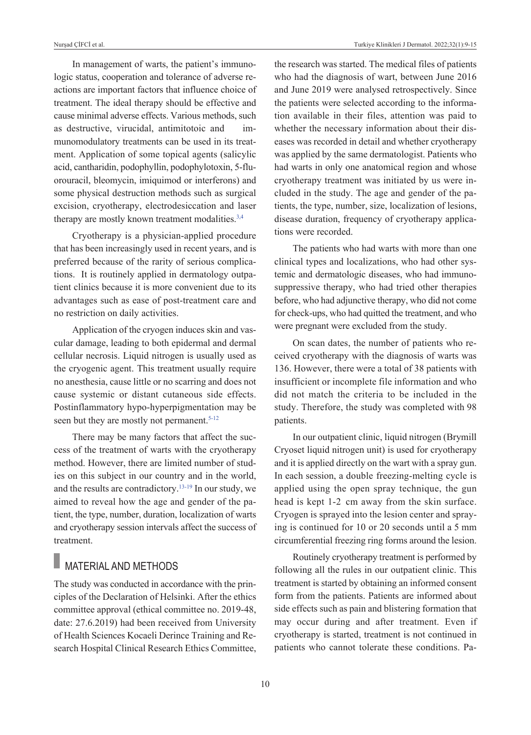In management of warts, the patient's immunologic status, cooperation and tolerance of adverse reactions are important factors that influence choice of treatment. The ideal therapy should be effective and cause minimal adverse effects. Various methods, such as destructive, virucidal, antimitotoic and immunomodulatory treatments can be used in its treatment. Application of some topical agents (salicylic acid, cantharidin, podophyllin, podophylotoxin, 5-fluorouracil, bleomycin, imiquimod or interferons) and some physical destruction methods such as surgical excision, cryotherapy, electrodesiccation and laser therapy are mostly known treatment modalities.[3,4]

Cryotherapy is a physician-applied procedure that has been increasingly used in recent years, and is preferred because of the rarity of serious complications. It is routinely applied in dermatology outpatient clinics because it is more convenient due to its advantages such as ease of post-treatment care and no restriction on daily activities.

Application of the cryogen induces skin and vascular damage, leading to both epidermal and dermal cellular necrosis. Liquid nitrogen is usually used as the cryogenic agent. This treatment usually require no anesthesia, cause little or no scarring and does not cause systemic or distant cutaneous side effects. Postinflammatory hypo-hyperpigmentation may be seen but they are mostly not permanent.[5-12]

There may be many factors that affect the success of the treatment of warts with the cryotherapy method. However, there are limited number of studies on this subject in our country and in the world, and the results are contradictory.[13-19] In our study, we aimed to reveal how the age and gender of the patient, the type, number, duration, localization of warts and cryotherapy session intervals affect the success of treatment.

## MATERIAL AND METHODS

The study was conducted in accordance with the principles of the Declaration of Helsinki. After the ethics committee approval (ethical committee no. 2019-48, date: 27.6.2019) had been received from University of Health Sciences Kocaeli Derince Training and Research Hospital Clinical Research Ethics Committee, the research was started. The medical files of patients who had the diagnosis of wart, between June 2016 and June 2019 were analysed retrospectively. Since the patients were selected according to the information available in their files, attention was paid to whether the necessary information about their diseases was recorded in detail and whether cryotherapy was applied by the same dermatologist. Patients who had warts in only one anatomical region and whose cryotherapy treatment was initiated by us were included in the study. The age and gender of the patients, the type, number, size, localization of lesions, disease duration, frequency of cryotherapy applications were recorded.

The patients who had warts with more than one clinical types and localizations, who had other systemic and dermatologic diseases, who had immunosuppressive therapy, who had tried other therapies before, who had adjunctive therapy, who did not come for check-ups, who had quitted the treatment, and who were pregnant were excluded from the study.

On scan dates, the number of patients who received cryotherapy with the diagnosis of warts was 136. However, there were a total of 38 patients with insufficient or incomplete file information and who did not match the criteria to be included in the study. Therefore, the study was completed with 98 patients.

In our outpatient clinic, liquid nitrogen (Brymill Cryoset liquid nitrogen unit) is used for cryotherapy and it is applied directly on the wart with a spray gun. In each session, a double freezing-melting cycle is applied using the open spray technique, the gun head is kept 1-2 cm away from the skin surface. Cryogen is sprayed into the lesion center and spraying is continued for 10 or 20 seconds until a 5 mm circumferential freezing ring forms around the lesion.

Routinely cryotherapy treatment is performed by following all the rules in our outpatient clinic. This treatment is started by obtaining an informed consent form from the patients. Patients are informed about side effects such as pain and blistering formation that may occur during and after treatment. Even if cryotherapy is started, treatment is not continued in patients who cannot tolerate these conditions. Pa-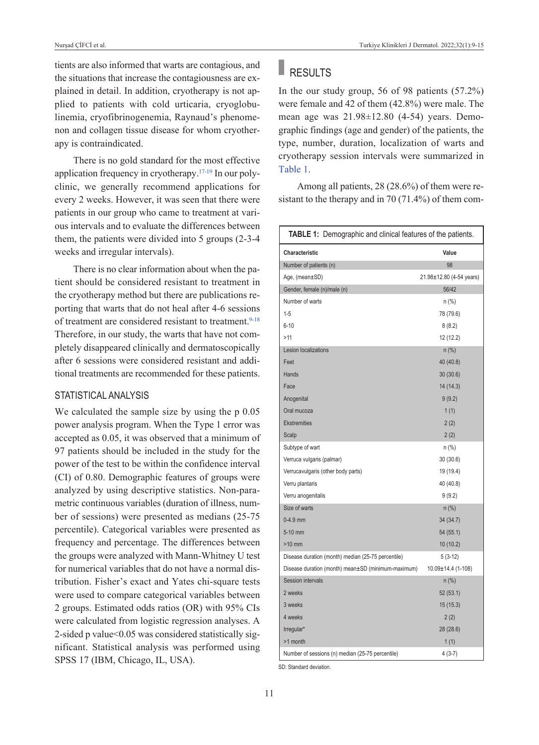tients are also informed that warts are contagious, and the situations that increase the contagiousness are explained in detail. In addition, cryotherapy is not applied to patients with cold urticaria, cryoglobulinemia, cryofibrinogenemia, Raynaud's phenomenon and collagen tissue disease for whom cryotherapy is contraindicated.

There is no gold standard for the most effective application frequency in cryotherapy.[17-19] In our polyclinic, we generally recommend applications for every 2 weeks. However, it was seen that there were patients in our group who came to treatment at various intervals and to evaluate the differences between them, the patients were divided into 5 groups (2-3-4 weeks and irregular intervals).

There is no clear information about when the patient should be considered resistant to treatment in the cryotherapy method but there are publications reporting that warts that do not heal after 4-6 sessions of treatment are considered resistant to treatment.[9-18] Therefore, in our study, the warts that have not completely disappeared clinically and dermatoscopically after 6 sessions were considered resistant and additional treatments are recommended for these patients.

### STATISTICAL ANALYSIS

We calculated the sample size by using the p 0.05 power analysis program. When the Type 1 error was accepted as 0.05, it was observed that a minimum of 97 patients should be included in the study for the power of the test to be within the confidence interval (CI) of 0.80. Demographic features of groups were analyzed by using descriptive statistics. Non-parametric continuous variables (duration of illness, number of sessions) were presented as medians (25-75 percentile). Categorical variables were presented as frequency and percentage. The differences between the groups were analyzed with Mann-Whitney U test for numerical variables that do not have a normal distribution. Fisher's exact and Yates chi-square tests were used to compare categorical variables between 2 groups. Estimated odds ratios (OR) with 95% CIs were calculated from logistic regression analyses. A 2-sided p value<0.05 was considered statistically significant. Statistical analysis was performed using SPSS 17 (IBM, Chicago, IL, USA).

## RESULTS

In the our study group, 56 of 98 patients (57.2%) were female and 42 of them (42.8%) were male. The mean age was 21.98±12.80 (4-54) years. Demographic findings (age and gender) of the patients, the type, number, duration, localization of warts and cryotherapy session intervals were summarized in Table 1.

Among all patients, 28 (28.6%) of them were resistant to the therapy and in 70 (71.4%) of them com-

**TABLE 1:** Demographic and clinical features of the patients.

| Characteristic | Value |
|---|---|
| Number of patients (n) | 98 |
| Age, (mean±SD) | 21.98±12.80 (4-54 years) |
| Gender, female (n)/male (n) | 56/42 |
| Number of warts | n (%) |
| 1-5 | 78 (79.6) |
| 6-10 | 8 (8.2) |
| >11 | 12 (12.2) |
| Lesion localizations | n (%) |
| Feet | 40 (40.8) |
| Hands | 30 (30.6) |
| Face | 14 (14.3) |
| Anogenital | 9 (9.2) |
| Oral mucoza | 1 (1) |
| Ekstremities | 2 (2) |
| Scalp | 2 (2) |
| Subtype of wart | n (%) |
| Verruca vulgaris (palmar) | 30 (30.6) |
| Verrucavulgaris (other body parts) | 19 (19.4) |
| Verru plantaris | 40 (40.8) |
| Verru anogenitalis | 9 (9.2) |
| Size of warts | n (%) |
| 0-4.9 mm | 34 (34.7) |
| 5-10 mm | 54 (55.1) |
| >10 mm | 10 (10.2) |
| Disease duration (month) median (25-75 percentile) | 5 (3-12) |
| Disease duration (month) mean±SD (minimum-maximum) | 10.09±14.4 (1-108) |
| Session intervals | n (%) |
| 2 weeks | 52 (53.1) |
| 3 weeks | 15 (15.3) |
| 4 weeks | 2 (2) |
| Irregular* | 28 (28.6) |
| >1 month | 1 (1) |
| Number of sessions (n) median (25-75 percentile) | 4 (3-7) |

SD: Standard deviation.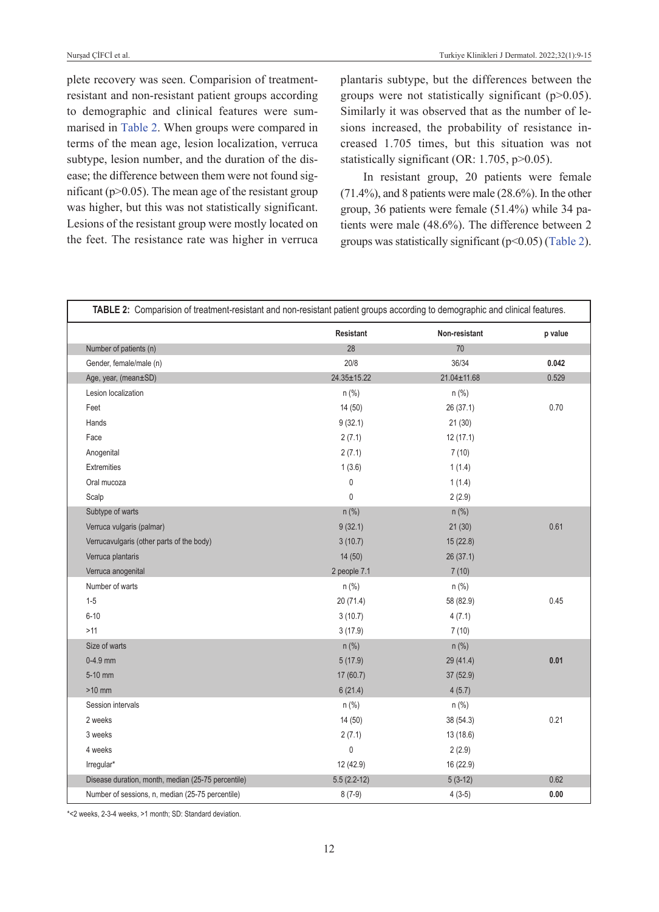plete recovery was seen. Comparision of treatment-resistant and non-resistant patient groups according to demographic and clinical features were summarised in Table 2. When groups were compared in terms of the mean age, lesion localization, verruca subtype, lesion number, and the duration of the disease; the difference between them were not found significant ($p>0.05$). The mean age of the resistant group was higher, but this was not statistically significant. Lesions of the resistant group were mostly located on the feet. The resistance rate was higher in verruca plantaris subtype, but the differences between the groups were not statistically significant ($p>0.05$). Similarly it was observed that as the number of lesions increased, the probability of resistance increased 1.705 times, but this situation was not statistically significant (OR: 1.705, $p>0.05$).

In resistant group, 20 patients were female (71.4%), and 8 patients were male (28.6%). In the other group, 36 patients were female (51.4%) while 34 patients were male (48.6%). The difference between 2 groups was statistically significant ($p<0.05$) (Table 2).

**TABLE 2:** Comparision of treatment-resistant and non-resistant patient groups according to demographic and clinical features.

| | Resistant | Non-resistant | p value |
|---|---|---|---|
| Number of patients (n) | 28 | 70 | |
| Gender, female/male (n) | 20/8 | 36/34 | **0.042** |
| Age, year, (mean±SD) | 24.35±15.22 | 21.04±11.68 | 0.529 |
| Lesion localization | n (%) | n (%) | |
| Feet | 14 (50) | 26 (37.1) | 0.70 |
| Hands | 9 (32.1) | 21 (30) | |
| Face | 2 (7.1) | 12 (17.1) | |
| Anogenital | 2 (7.1) | 7 (10) | |
| Extremities | 1 (3.6) | 1 (1.4) | |
| Oral mucoza | 0 | 1 (1.4) | |
| Scalp | 0 | 2 (2.9) | |
| Subtype of warts | n (%) | n (%) | |
| Verruca vulgaris (palmar) | 9 (32.1) | 21 (30) | 0.61 |
| Verrucavulgaris (other parts of the body) | 3 (10.7) | 15 (22.8) | |
| Verruca plantaris | 14 (50) | 26 (37.1) | |
| Verruca anogenital | 2 people 7.1 | 7 (10) | |
| Number of warts | n (%) | n (%) | |
| 1-5 | 20 (71.4) | 58 (82.9) | 0.45 |
| 6-10 | 3 (10.7) | 4 (7.1) | |
| >11 | 3 (17.9) | 7 (10) | |
| Size of warts | n (%) | n (%) | |
| 0-4.9 mm | 5 (17.9) | 29 (41.4) | **0.01** |
| 5-10 mm | 17 (60.7) | 37 (52.9) | |
| >10 mm | 6 (21.4) | 4 (5.7) | |
| Session intervals | n (%) | n (%) | |
| 2 weeks | 14 (50) | 38 (54.3) | 0.21 |
| 3 weeks | 2 (7.1) | 13 (18.6) | |
| 4 weeks | 0 | 2 (2.9) | |
| Irregular* | 12 (42.9) | 16 (22.9) | |
| Disease duration, month, median (25-75 percentile) | 5.5 (2.2-12) | 5 (3-12) | 0.62 |
| Number of sessions, n, median (25-75 percentile) | 8 (7-9) | 4 (3-5) | **0.00** |

*<2 weeks, 2-3-4 weeks, >1 month; SD: Standard deviation.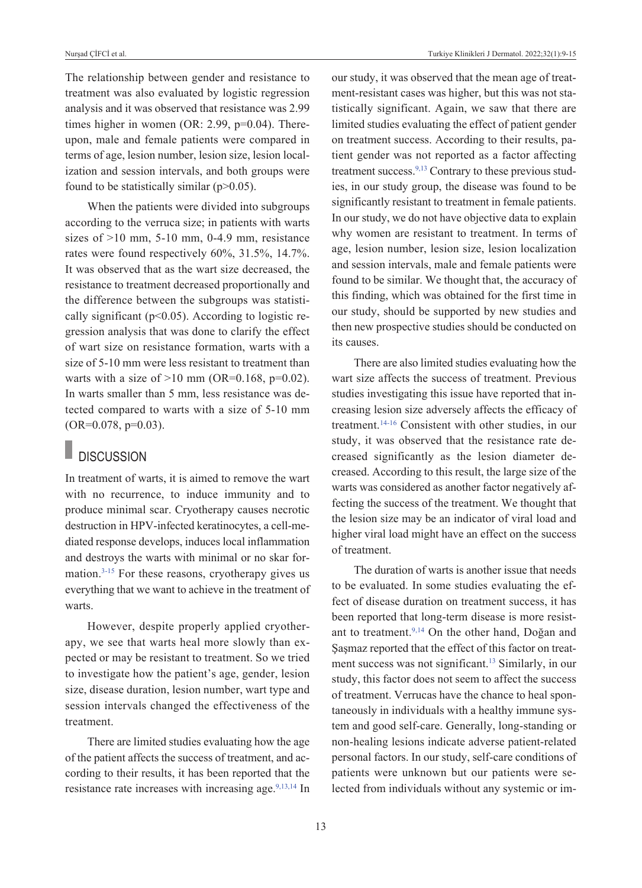The relationship between gender and resistance to treatment was also evaluated by logistic regression analysis and it was observed that resistance was 2.99 times higher in women (OR: 2.99, p=0.04). Thereupon, male and female patients were compared in terms of age, lesion number, lesion size, lesion localization and session intervals, and both groups were found to be statistically similar (p>0.05).

When the patients were divided into subgroups according to the verruca size; in patients with warts sizes of >10 mm, 5-10 mm, 0-4.9 mm, resistance rates were found respectively 60%, 31.5%, 14.7%. It was observed that as the wart size decreased, the resistance to treatment decreased proportionally and the difference between the subgroups was statistically significant (p<0.05). According to logistic regression analysis that was done to clarify the effect of wart size on resistance formation, warts with a size of 5-10 mm were less resistant to treatment than warts with a size of >10 mm (OR=0.168, p=0.02). In warts smaller than 5 mm, less resistance was detected compared to warts with a size of 5-10 mm (OR=0.078, p=0.03).

## DISCUSSION

In treatment of warts, it is aimed to remove the wart with no recurrence, to induce immunity and to produce minimal scar. Cryotherapy causes necrotic destruction in HPV-infected keratinocytes, a cell-mediated response develops, induces local inflammation and destroys the warts with minimal or no skar formation.[3-15] For these reasons, cryotherapy gives us everything that we want to achieve in the treatment of warts.

However, despite properly applied cryotherapy, we see that warts heal more slowly than expected or may be resistant to treatment. So we tried to investigate how the patient's age, gender, lesion size, disease duration, lesion number, wart type and session intervals changed the effectiveness of the treatment.

There are limited studies evaluating how the age of the patient affects the success of treatment, and according to their results, it has been reported that the resistance rate increases with increasing age.[9,13,14] In our study, it was observed that the mean age of treatment-resistant cases was higher, but this was not statistically significant. Again, we saw that there are limited studies evaluating the effect of patient gender on treatment success. According to their results, patient gender was not reported as a factor affecting treatment success.[9,13] Contrary to these previous studies, in our study group, the disease was found to be significantly resistant to treatment in female patients. In our study, we do not have objective data to explain why women are resistant to treatment. In terms of age, lesion number, lesion size, lesion localization and session intervals, male and female patients were found to be similar. We thought that, the accuracy of this finding, which was obtained for the first time in our study, should be supported by new studies and then new prospective studies should be conducted on its causes.

There are also limited studies evaluating how the wart size affects the success of treatment. Previous studies investigating this issue have reported that increasing lesion size adversely affects the efficacy of treatment.[14-16] Consistent with other studies, in our study, it was observed that the resistance rate decreased significantly as the lesion diameter decreased. According to this result, the large size of the warts was considered as another factor negatively affecting the success of the treatment. We thought that the lesion size may be an indicator of viral load and higher viral load might have an effect on the success of treatment.

The duration of warts is another issue that needs to be evaluated. In some studies evaluating the effect of disease duration on treatment success, it has been reported that long-term disease is more resistant to treatment.[9,14] On the other hand, Doğan and Şaşmaz reported that the effect of this factor on treatment success was not significant.[13] Similarly, in our study, this factor does not seem to affect the success of treatment. Verrucas have the chance to heal spontaneously in individuals with a healthy immune system and good self-care. Generally, long-standing or non-healing lesions indicate adverse patient-related personal factors. In our study, self-care conditions of patients were unknown but our patients were selected from individuals without any systemic or im-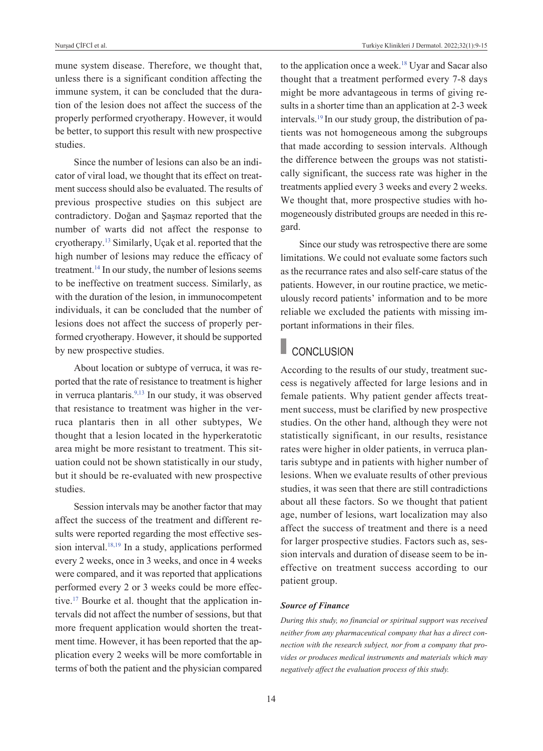mune system disease. Therefore, we thought that, unless there is a significant condition affecting the immune system, it can be concluded that the duration of the lesion does not affect the success of the properly performed cryotherapy. However, it would be better, to support this result with new prospective studies.

Since the number of lesions can also be an indicator of viral load, we thought that its effect on treatment success should also be evaluated. The results of previous prospective studies on this subject are contradictory. Doğan and Şaşmaz reported that the number of warts did not affect the response to cryotherapy.[13] Similarly, Uçak et al. reported that the high number of lesions may reduce the efficacy of treatment.[14] In our study, the number of lesions seems to be ineffective on treatment success. Similarly, as with the duration of the lesion, in immunocompetent individuals, it can be concluded that the number of lesions does not affect the success of properly performed cryotherapy. However, it should be supported by new prospective studies.

About location or subtype of verruca, it was reported that the rate of resistance to treatment is higher in verruca plantaris.[9,13] In our study, it was observed that resistance to treatment was higher in the verruca plantaris then in all other subtypes, We thought that a lesion located in the hyperkeratotic area might be more resistant to treatment. This situation could not be shown statistically in our study, but it should be re-evaluated with new prospective studies.

Session intervals may be another factor that may affect the success of the treatment and different results were reported regarding the most effective session interval.[18,19] In a study, applications performed every 2 weeks, once in 3 weeks, and once in 4 weeks were compared, and it was reported that applications performed every 2 or 3 weeks could be more effective.[17] Bourke et al. thought that the application intervals did not affect the number of sessions, but that more frequent application would shorten the treatment time. However, it has been reported that the application every 2 weeks will be more comfortable in terms of both the patient and the physician compared to the application once a week.[18] Uyar and Sacar also thought that a treatment performed every 7-8 days might be more advantageous in terms of giving results in a shorter time than an application at 2-3 week intervals.[19] In our study group, the distribution of patients was not homogeneous among the subgroups that made according to session intervals. Although the difference between the groups was not statistically significant, the success rate was higher in the treatments applied every 3 weeks and every 2 weeks. We thought that, more prospective studies with homogeneously distributed groups are needed in this regard.

Since our study was retrospective there are some limitations. We could not evaluate some factors such as the recurrance rates and also self-care status of the patients. However, in our routine practice, we meticulously record patients' information and to be more reliable we excluded the patients with missing important informations in their files.

## CONCLUSION

According to the results of our study, treatment success is negatively affected for large lesions and in female patients. Why patient gender affects treatment success, must be clarified by new prospective studies. On the other hand, although they were not statistically significant, in our results, resistance rates were higher in older patients, in verruca plantaris subtype and in patients with higher number of lesions. When we evaluate results of other previous studies, it was seen that there are still contradictions about all these factors. So we thought that patient age, number of lesions, wart localization may also affect the success of treatment and there is a need for larger prospective studies. Factors such as, session intervals and duration of disease seem to be ineffective on treatment success according to our patient group.

### Source of Finance

*During this study, no financial or spiritual support was received neither from any pharmaceutical company that has a direct connection with the research subject, nor from a company that provides or produces medical instruments and materials which may negatively affect the evaluation process of this study.*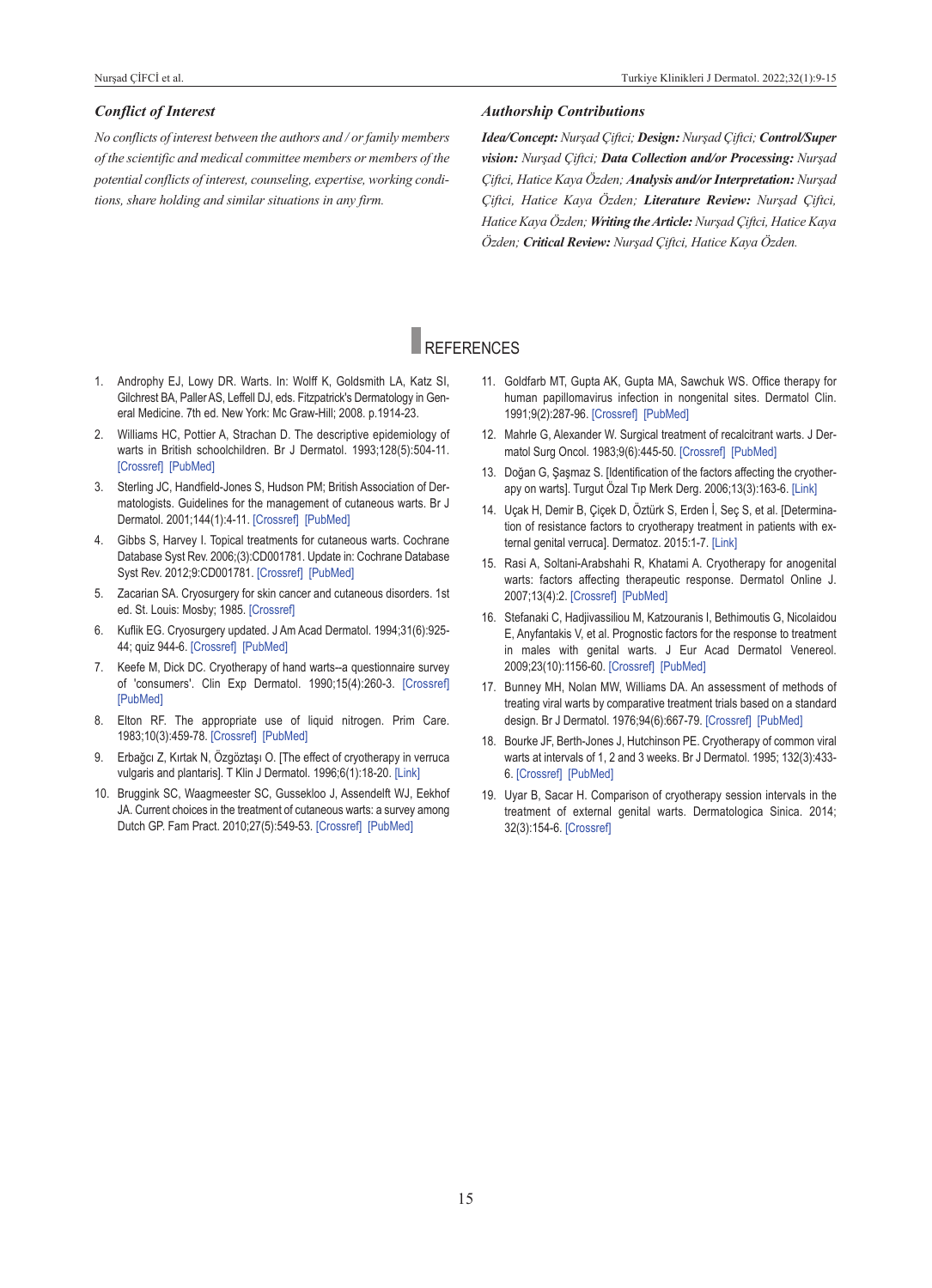### Conflict of Interest

*No conflicts of interest between the authors and / or family members of the scientific and medical committee members or members of the potential conflicts of interest, counseling, expertise, working conditions, share holding and similar situations in any firm.*

### Authorship Contributions

***Idea/Concept:** Nurşad Çiftci; **Design:** Nurşad Çiftci; **Control/Supervision:** Nurşad Çiftci; **Data Collection and/or Processing:** Nurşad Çiftci, Hatice Kaya Özden; **Analysis and/or Interpretation:** Nurşad Çiftci, Hatice Kaya Özden; **Literature Review:** Nurşad Çiftci, Hatice Kaya Özden; **Writing the Article:** Nurşad Çiftci, Hatice Kaya Özden; **Critical Review:** Nurşad Çiftci, Hatice Kaya Özden.*

## REFERENCES

1. Androphy EJ, Lowy DR. Warts. In: Wolff K, Goldsmith LA, Katz SI, Gilchrest BA, Paller AS, Leffell DJ, eds. Fitzpatrick's Dermatology in General Medicine. 7th ed. New York: Mc Graw-Hill; 2008. p.1914-23.
2. Williams HC, Pottier A, Strachan D. The descriptive epidemiology of warts in British schoolchildren. Br J Dermatol. 1993;128(5):504-11. [Crossref] [PubMed]
3. Sterling JC, Handfield-Jones S, Hudson PM; British Association of Dermatologists. Guidelines for the management of cutaneous warts. Br J Dermatol. 2001;144(1):4-11. [Crossref] [PubMed]
4. Gibbs S, Harvey I. Topical treatments for cutaneous warts. Cochrane Database Syst Rev. 2006;(3):CD001781. Update in: Cochrane Database Syst Rev. 2012;9:CD001781. [Crossref] [PubMed]
5. Zacarian SA. Cryosurgery for skin cancer and cutaneous disorders. 1st ed. St. Louis: Mosby; 1985. [Crossref]
6. Kuflik EG. Cryosurgery updated. J Am Acad Dermatol. 1994;31(6):925-44; quiz 944-6. [Crossref] [PubMed]
7. Keefe M, Dick DC. Cryotherapy of hand warts--a questionnaire survey of 'consumers'. Clin Exp Dermatol. 1990;15(4):260-3. [Crossref] [PubMed]
8. Elton RF. The appropriate use of liquid nitrogen. Prim Care. 1983;10(3):459-78. [Crossref] [PubMed]
9. Erbağcı Z, Kırtak N, Özgöztaşı O. [The effect of cryotherapy in verruca vulgaris and plantaris]. T Klin J Dermatol. 1996;6(1):18-20. [Link]
10. Bruggink SC, Waagmeester SC, Gussekloo J, Assendelft WJ, Eekhof JA. Current choices in the treatment of cutaneous warts: a survey among Dutch GP. Fam Pract. 2010;27(5):549-53. [Crossref] [PubMed]
11. Goldfarb MT, Gupta AK, Gupta MA, Sawchuk WS. Office therapy for human papillomavirus infection in nongenital sites. Dermatol Clin. 1991;9(2):287-96. [Crossref] [PubMed]
12. Mahrle G, Alexander W. Surgical treatment of recalcitrant warts. J Dermatol Surg Oncol. 1983;9(6):445-50. [Crossref] [PubMed]
13. Doğan G, Şaşmaz S. [Identification of the factors affecting the cryotherapy on warts]. Turgut Özal Tıp Merk Derg. 2006;13(3):163-6. [Link]
14. Uçak H, Demir B, Çiçek D, Öztürk S, Erden İ, Seç S, et al. [Determination of resistance factors to cryotherapy treatment in patients with external genital verruca]. Dermatoz. 2015:1-7. [Link]
15. Rasi A, Soltani-Arabshahi R, Khatami A. Cryotherapy for anogenital warts: factors affecting therapeutic response. Dermatol Online J. 2007;13(4):2. [Crossref] [PubMed]
16. Stefanaki C, Hadjivassiliou M, Katzouranis I, Bethimoutis G, Nicolaidou E, Anyfantakis V, et al. Prognostic factors for the response to treatment in males with genital warts. J Eur Acad Dermatol Venereol. 2009;23(10):1156-60. [Crossref] [PubMed]
17. Bunney MH, Nolan MW, Williams DA. An assessment of methods of treating viral warts by comparative treatment trials based on a standard design. Br J Dermatol. 1976;94(6):667-79. [Crossref] [PubMed]
18. Bourke JF, Berth-Jones J, Hutchinson PE. Cryotherapy of common viral warts at intervals of 1, 2 and 3 weeks. Br J Dermatol. 1995; 132(3):433-6. [Crossref] [PubMed]
19. Uyar B, Sacar H. Comparison of cryotherapy session intervals in the treatment of external genital warts. Dermatologica Sinica. 2014; 32(3):154-6. [Crossref]